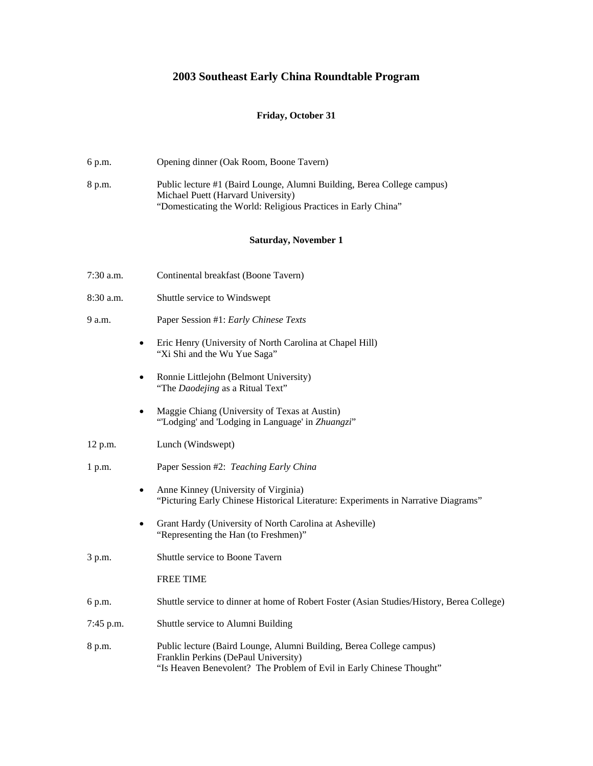# 2003 Southeast Early China Roundtable Program

### Friday, October 31

6 p.m. Opening dinner (Oak Room, Boone Tavern)

8 p.m. Public lecture #1 (Baird Lounge, Alumni Building, Berea College campus)
Michael Puett (Harvard University)
"Domesticating the World: Religious Practices in Early China"

### Saturday, November 1

7:30 a.m. Continental breakfast (Boone Tavern)

8:30 a.m. Shuttle service to Windswept

9 a.m. Paper Session #1: *Early Chinese Texts*

- Eric Henry (University of North Carolina at Chapel Hill)
  "Xi Shi and the Wu Yue Saga"
- Ronnie Littlejohn (Belmont University)
  "The *Daodejing* as a Ritual Text"
- Maggie Chiang (University of Texas at Austin)
  "'Lodging' and 'Lodging in Language' in *Zhuangzi*"

12 p.m. Lunch (Windswept)

1 p.m. Paper Session #2: *Teaching Early China*

- Anne Kinney (University of Virginia)
  "Picturing Early Chinese Historical Literature: Experiments in Narrative Diagrams"
- Grant Hardy (University of North Carolina at Asheville)
  "Representing the Han (to Freshmen)"

3 p.m. Shuttle service to Boone Tavern

FREE TIME

6 p.m. Shuttle service to dinner at home of Robert Foster (Asian Studies/History, Berea College)

7:45 p.m. Shuttle service to Alumni Building

8 p.m. Public lecture (Baird Lounge, Alumni Building, Berea College campus)
Franklin Perkins (DePaul University)
"Is Heaven Benevolent? The Problem of Evil in Early Chinese Thought"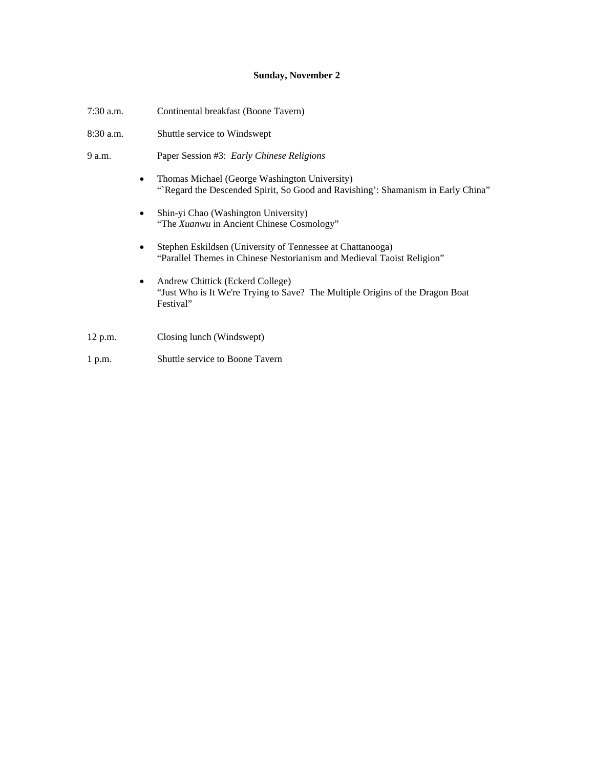**Sunday, November 2**

7:30 a.m. Continental breakfast (Boone Tavern)

8:30 a.m. Shuttle service to Windswept

9 a.m. Paper Session #3: *Early Chinese Religions*

- Thomas Michael (George Washington University)
  "`Regard the Descended Spirit, So Good and Ravishing': Shamanism in Early China"
- Shin-yi Chao (Washington University)
  "The *Xuanwu* in Ancient Chinese Cosmology"
- Stephen Eskildsen (University of Tennessee at Chattanooga)
  "Parallel Themes in Chinese Nestorianism and Medieval Taoist Religion"
- Andrew Chittick (Eckerd College)
  "Just Who is It We're Trying to Save? The Multiple Origins of the Dragon Boat Festival"

12 p.m. Closing lunch (Windswept)

1 p.m. Shuttle service to Boone Tavern